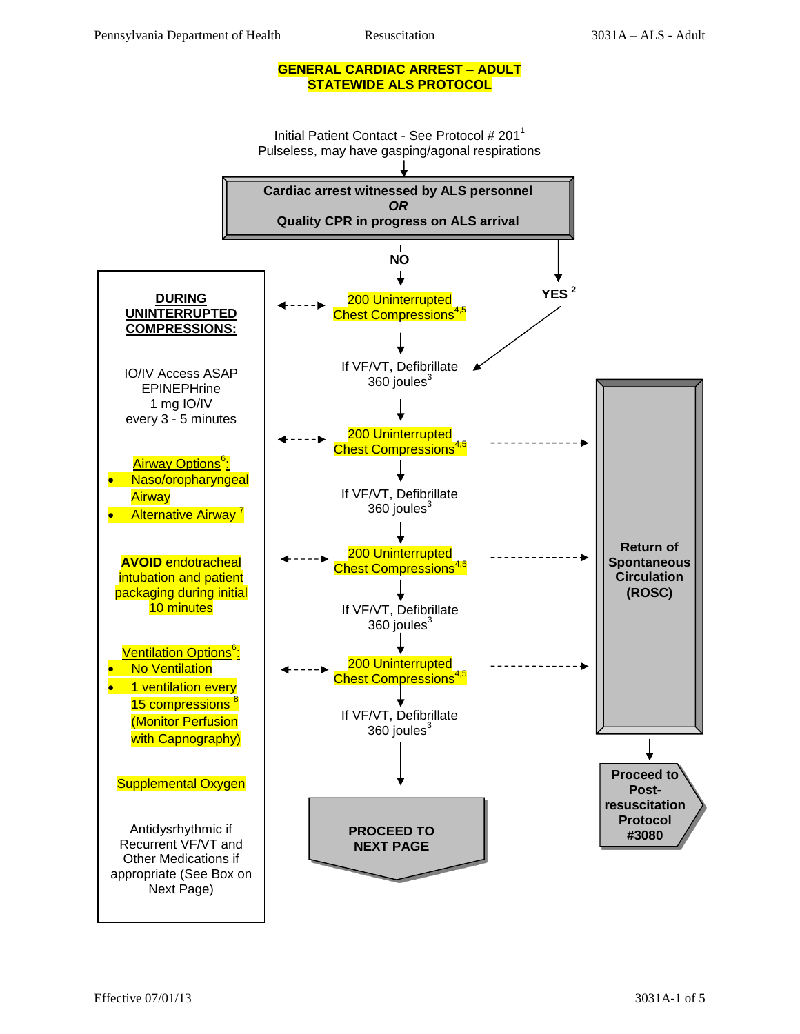# GENERAL CARDIAC ARREST – ADULT
# STATEWIDE ALS PROTOCOL

Initial Patient Contact - See Protocol # 201[1]
Pulseless, may have gasping/agonal respirations

**Cardiac arrest witnessed by ALS personnel**
***OR***
**Quality CPR in progress on ALS arrival**

**NO** → 200 Uninterrupted Chest Compressions[4,5]

**YES**[2] → If VF/VT, Defibrillate 360 joules[3]

- 200 Uninterrupted Chest Compressions[4,5]
- If VF/VT, Defibrillate 360 joules[3]
- 200 Uninterrupted Chest Compressions[4,5]
- If VF/VT, Defibrillate 360 joules[3]
- 200 Uninterrupted Chest Compressions[4,5]
- If VF/VT, Defibrillate 360 joules[3]
- 200 Uninterrupted Chest Compressions[4,5]
- If VF/VT, Defibrillate 360 joules[3]

**PROCEED TO NEXT PAGE**

**Return of Spontaneous Circulation (ROSC)** → **Proceed to Post-resuscitation Protocol #3080**

## DURING UNINTERRUPTED COMPRESSIONS:

IO/IV Access ASAP
EPINEPHrine
1 mg IO/IV
every 3 - 5 minutes

Airway Options[6]:

- Naso/oropharyngeal Airway
- Alternative Airway[7]

**AVOID** endotracheal intubation and patient packaging during initial 10 minutes

Ventilation Options[6]:

- No Ventilation
- 1 ventilation every 15 compressions[8] (Monitor Perfusion with Capnography)

Supplemental Oxygen

Antidysrhythmic if Recurrent VF/VT and Other Medications if appropriate (See Box on Next Page)

Effective 07/01/13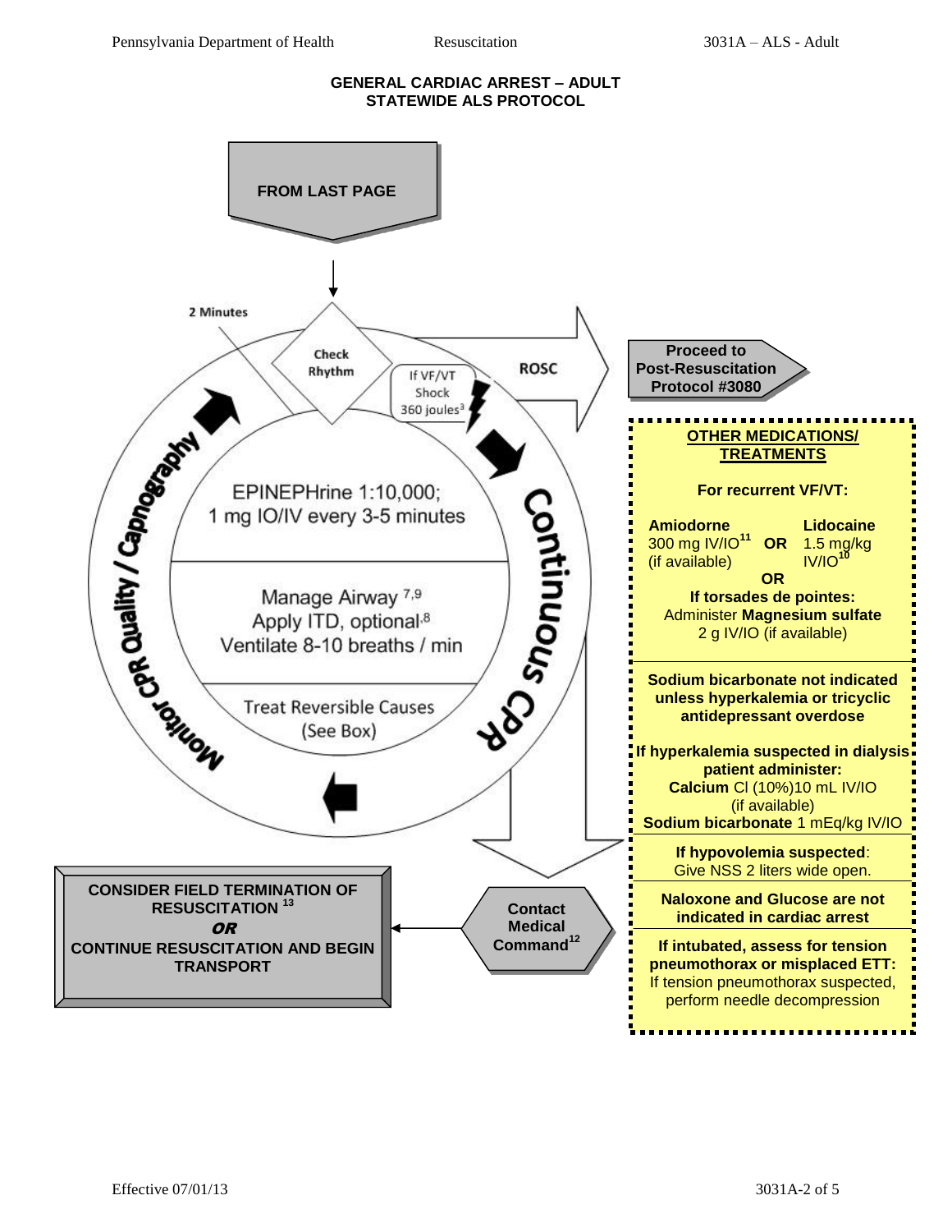# GENERAL CARDIAC ARREST – ADULT
## STATEWIDE ALS PROTOCOL

**FROM LAST PAGE**

2 Minutes

Check Rhythm

If VF/VT Shock 360 joules[3]

ROSC

**Proceed to Post-Resuscitation Protocol #3080**

EPINEPHrine 1:10,000; 1 mg IO/IV every 3-5 minutes

Manage Airway [7,9]
Apply ITD, optional[8]
Ventilate 8-10 breaths / min

Treat Reversible Causes (See Box)

Monitor CPR Quality / Capnography

Continuous CPR

**Contact Medical Command[12]**

**CONSIDER FIELD TERMINATION OF RESUSCITATION [13]**
***OR***
**CONTINUE RESUSCITATION AND BEGIN TRANSPORT**

---

**OTHER MEDICATIONS/ TREATMENTS**

**For recurrent VF/VT:**

**Amiodorne** 300 mg IV/IO[11] (if available) **OR** **Lidocaine** 1.5 mg/kg IV/IO[10]

**OR**

**If torsades de pointes:**
Administer **Magnesium sulfate** 2 g IV/IO (if available)

**Sodium bicarbonate not indicated unless hyperkalemia or tricyclic antidepressant overdose**

**If hyperkalemia suspected in dialysis patient administer:**
**Calcium** Cl (10%)10 mL IV/IO (if available)
**Sodium bicarbonate** 1 mEq/kg IV/IO

**If hypovolemia suspected**: Give NSS 2 liters wide open.

**Naloxone and Glucose are not indicated in cardiac arrest**

**If intubated, assess for tension pneumothorax or misplaced ETT:**
If tension pneumothorax suspected, perform needle decompression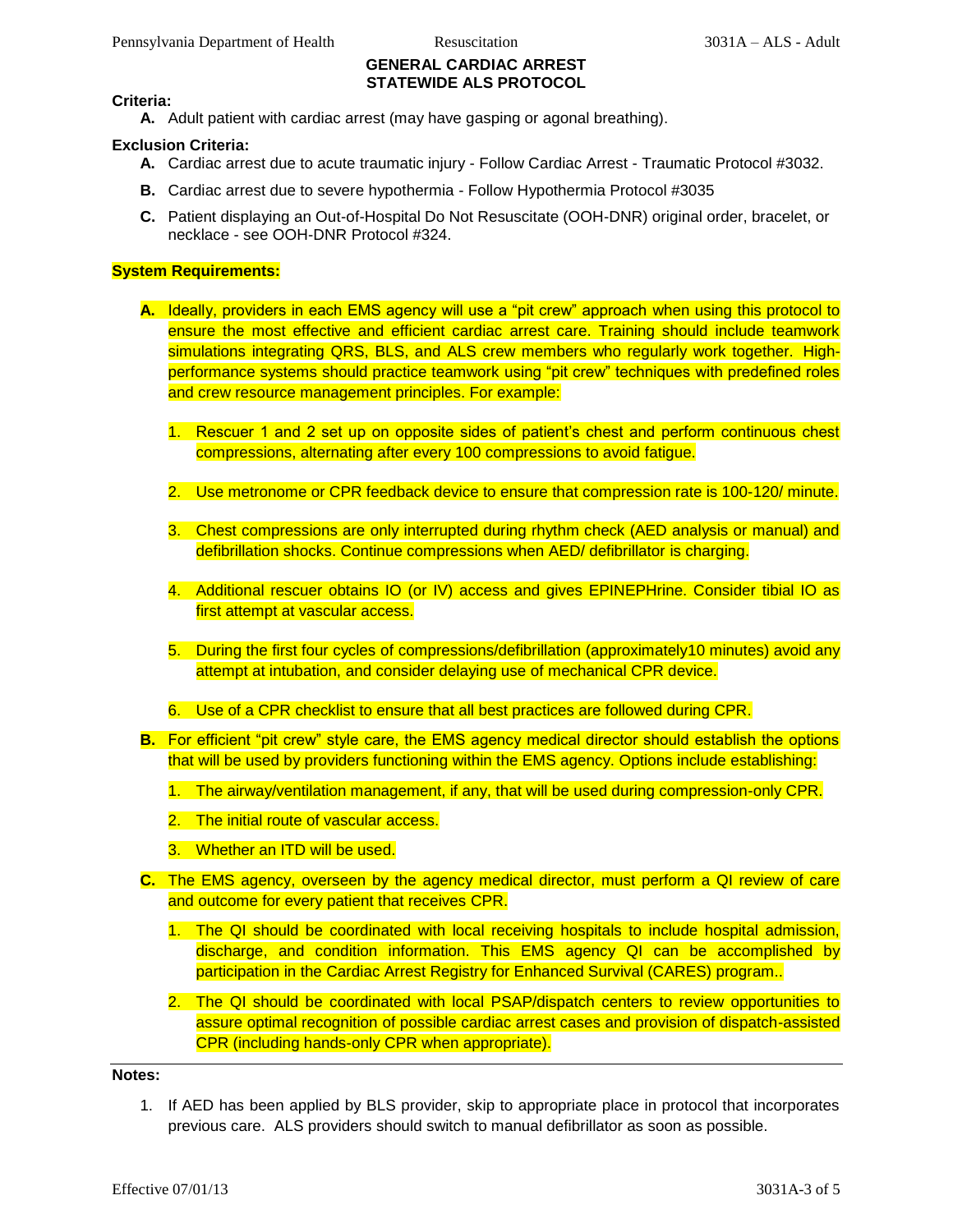## GENERAL CARDIAC ARREST
## STATEWIDE ALS PROTOCOL

**Criteria:**

**A.** Adult patient with cardiac arrest (may have gasping or agonal breathing).

**Exclusion Criteria:**

**A.** Cardiac arrest due to acute traumatic injury - Follow Cardiac Arrest - Traumatic Protocol #3032.

**B.** Cardiac arrest due to severe hypothermia - Follow Hypothermia Protocol #3035

**C.** Patient displaying an Out-of-Hospital Do Not Resuscitate (OOH-DNR) original order, bracelet, or necklace - see OOH-DNR Protocol #324.

**System Requirements:**

**A.** Ideally, providers in each EMS agency will use a "pit crew" approach when using this protocol to ensure the most effective and efficient cardiac arrest care. Training should include teamwork simulations integrating QRS, BLS, and ALS crew members who regularly work together. High-performance systems should practice teamwork using "pit crew" techniques with predefined roles and crew resource management principles. For example:

1. Rescuer 1 and 2 set up on opposite sides of patient's chest and perform continuous chest compressions, alternating after every 100 compressions to avoid fatigue.
2. Use metronome or CPR feedback device to ensure that compression rate is 100-120/ minute.
3. Chest compressions are only interrupted during rhythm check (AED analysis or manual) and defibrillation shocks. Continue compressions when AED/ defibrillator is charging.
4. Additional rescuer obtains IO (or IV) access and gives EPINEPHrine. Consider tibial IO as first attempt at vascular access.
5. During the first four cycles of compressions/defibrillation (approximately10 minutes) avoid any attempt at intubation, and consider delaying use of mechanical CPR device.
6. Use of a CPR checklist to ensure that all best practices are followed during CPR.

**B.** For efficient "pit crew" style care, the EMS agency medical director should establish the options that will be used by providers functioning within the EMS agency. Options include establishing:

1. The airway/ventilation management, if any, that will be used during compression-only CPR.
2. The initial route of vascular access.
3. Whether an ITD will be used.

**C.** The EMS agency, overseen by the agency medical director, must perform a QI review of care and outcome for every patient that receives CPR.

1. The QI should be coordinated with local receiving hospitals to include hospital admission, discharge, and condition information. This EMS agency QI can be accomplished by participation in the Cardiac Arrest Registry for Enhanced Survival (CARES) program..
2. The QI should be coordinated with local PSAP/dispatch centers to review opportunities to assure optimal recognition of possible cardiac arrest cases and provision of dispatch-assisted CPR (including hands-only CPR when appropriate).

---

**Notes:**

1. If AED has been applied by BLS provider, skip to appropriate place in protocol that incorporates previous care. ALS providers should switch to manual defibrillator as soon as possible.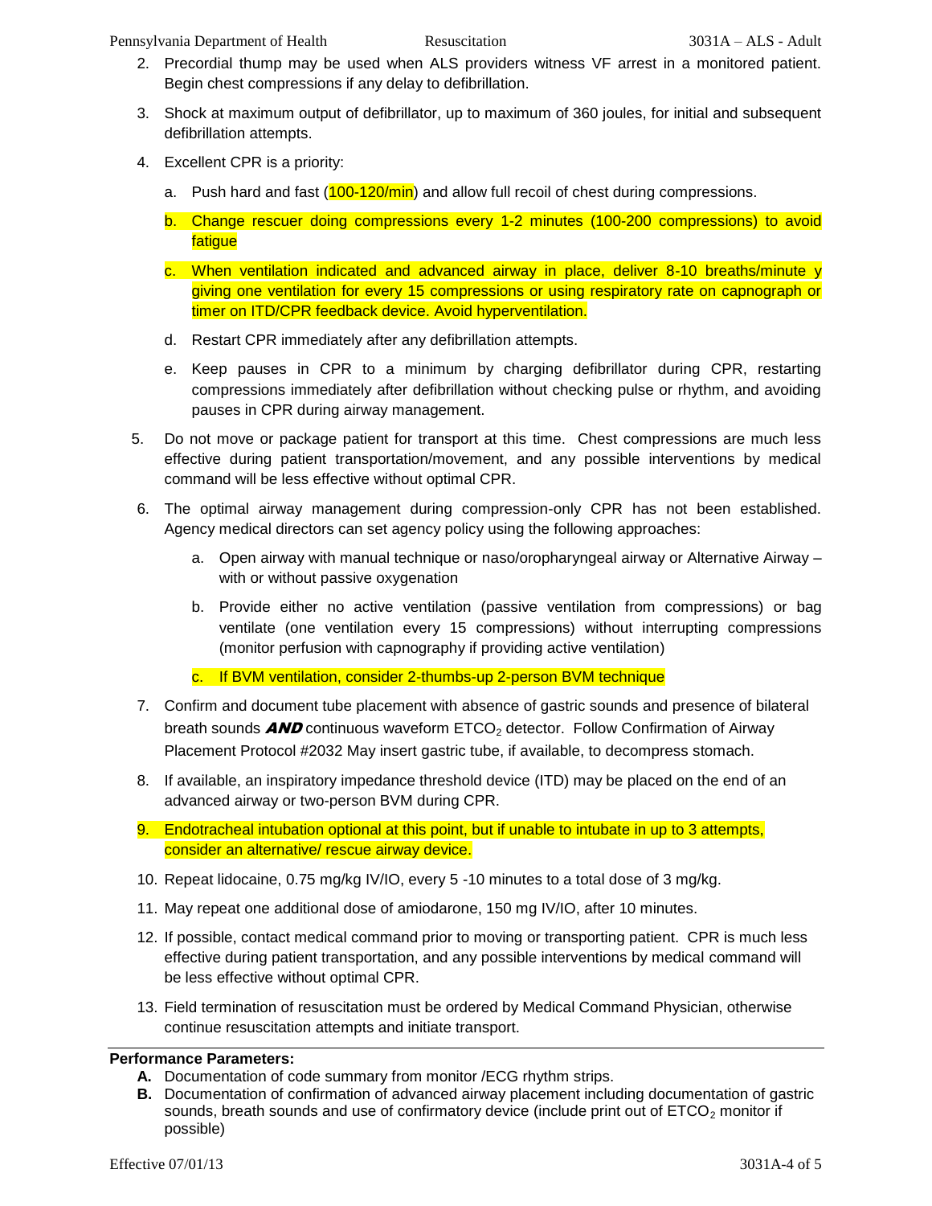2. Precordial thump may be used when ALS providers witness VF arrest in a monitored patient. Begin chest compressions if any delay to defibrillation.
3. Shock at maximum output of defibrillator, up to maximum of 360 joules, for initial and subsequent defibrillation attempts.
4. Excellent CPR is a priority:
   a. Push hard and fast (100-120/min) and allow full recoil of chest during compressions.
   b. Change rescuer doing compressions every 1-2 minutes (100-200 compressions) to avoid fatigue
   c. When ventilation indicated and advanced airway in place, deliver 8-10 breaths/minute y giving one ventilation for every 15 compressions or using respiratory rate on capnograph or timer on ITD/CPR feedback device. Avoid hyperventilation.
   d. Restart CPR immediately after any defibrillation attempts.
   e. Keep pauses in CPR to a minimum by charging defibrillator during CPR, restarting compressions immediately after defibrillation without checking pulse or rhythm, and avoiding pauses in CPR during airway management.
5. Do not move or package patient for transport at this time. Chest compressions are much less effective during patient transportation/movement, and any possible interventions by medical command will be less effective without optimal CPR.
6. The optimal airway management during compression-only CPR has not been established. Agency medical directors can set agency policy using the following approaches:
   a. Open airway with manual technique or naso/oropharyngeal airway or Alternative Airway – with or without passive oxygenation
   b. Provide either no active ventilation (passive ventilation from compressions) or bag ventilate (one ventilation every 15 compressions) without interrupting compressions (monitor perfusion with capnography if providing active ventilation)
   c. If BVM ventilation, consider 2-thumbs-up 2-person BVM technique
7. Confirm and document tube placement with absence of gastric sounds and presence of bilateral breath sounds ***AND*** continuous waveform $ETCO_2$ detector. Follow Confirmation of Airway Placement Protocol #2032 May insert gastric tube, if available, to decompress stomach.
8. If available, an inspiratory impedance threshold device (ITD) may be placed on the end of an advanced airway or two-person BVM during CPR.
9. Endotracheal intubation optional at this point, but if unable to intubate in up to 3 attempts, consider an alternative/ rescue airway device.
10. Repeat lidocaine, 0.75 mg/kg IV/IO, every 5 -10 minutes to a total dose of 3 mg/kg.
11. May repeat one additional dose of amiodarone, 150 mg IV/IO, after 10 minutes.
12. If possible, contact medical command prior to moving or transporting patient. CPR is much less effective during patient transportation, and any possible interventions by medical command will be less effective without optimal CPR.
13. Field termination of resuscitation must be ordered by Medical Command Physician, otherwise continue resuscitation attempts and initiate transport.

**Performance Parameters:**

**A.** Documentation of code summary from monitor /ECG rhythm strips.

**B.** Documentation of confirmation of advanced airway placement including documentation of gastric sounds, breath sounds and use of confirmatory device (include print out of $ETCO_2$ monitor if possible)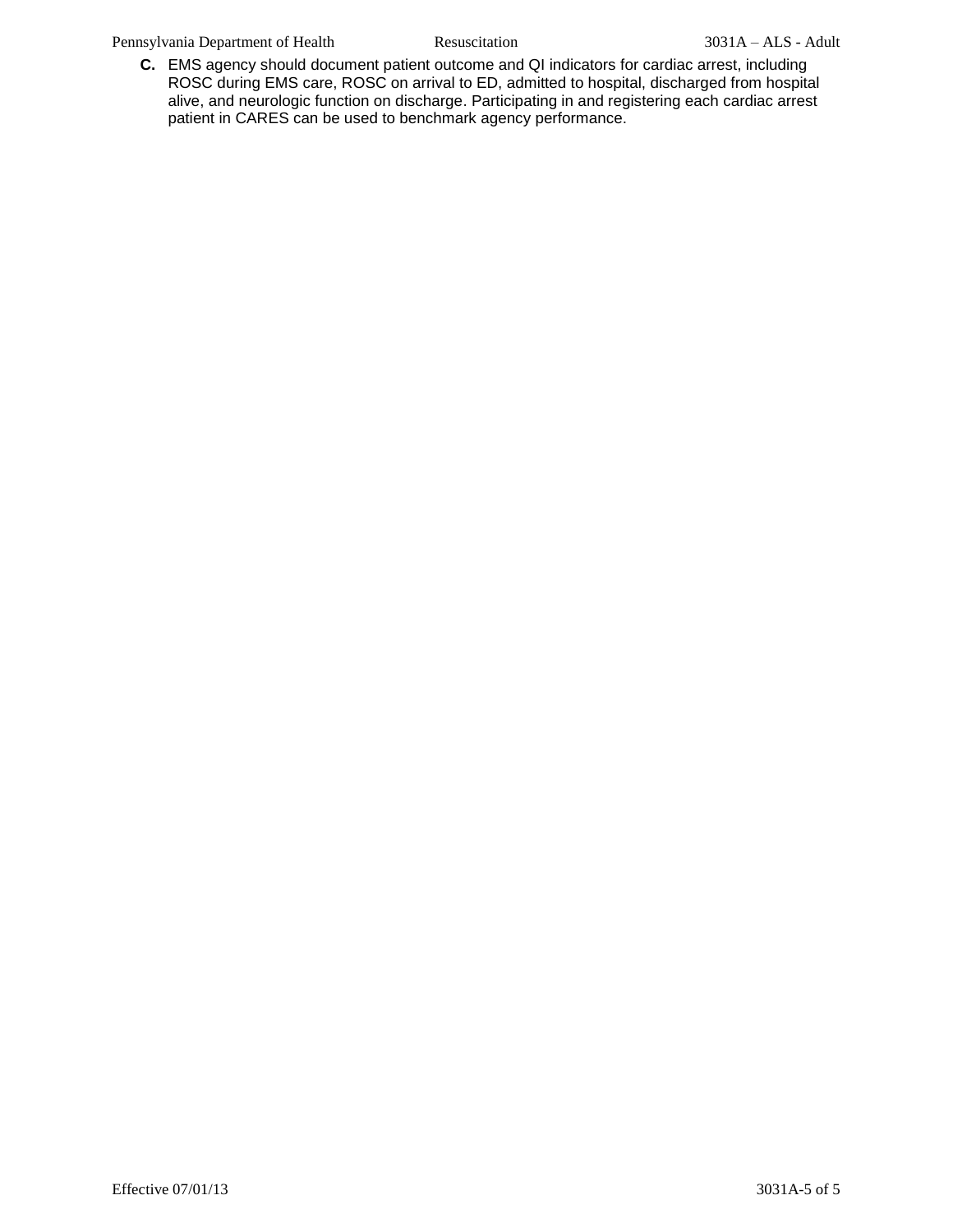**C.** EMS agency should document patient outcome and QI indicators for cardiac arrest, including ROSC during EMS care, ROSC on arrival to ED, admitted to hospital, discharged from hospital alive, and neurologic function on discharge. Participating in and registering each cardiac arrest patient in CARES can be used to benchmark agency performance.